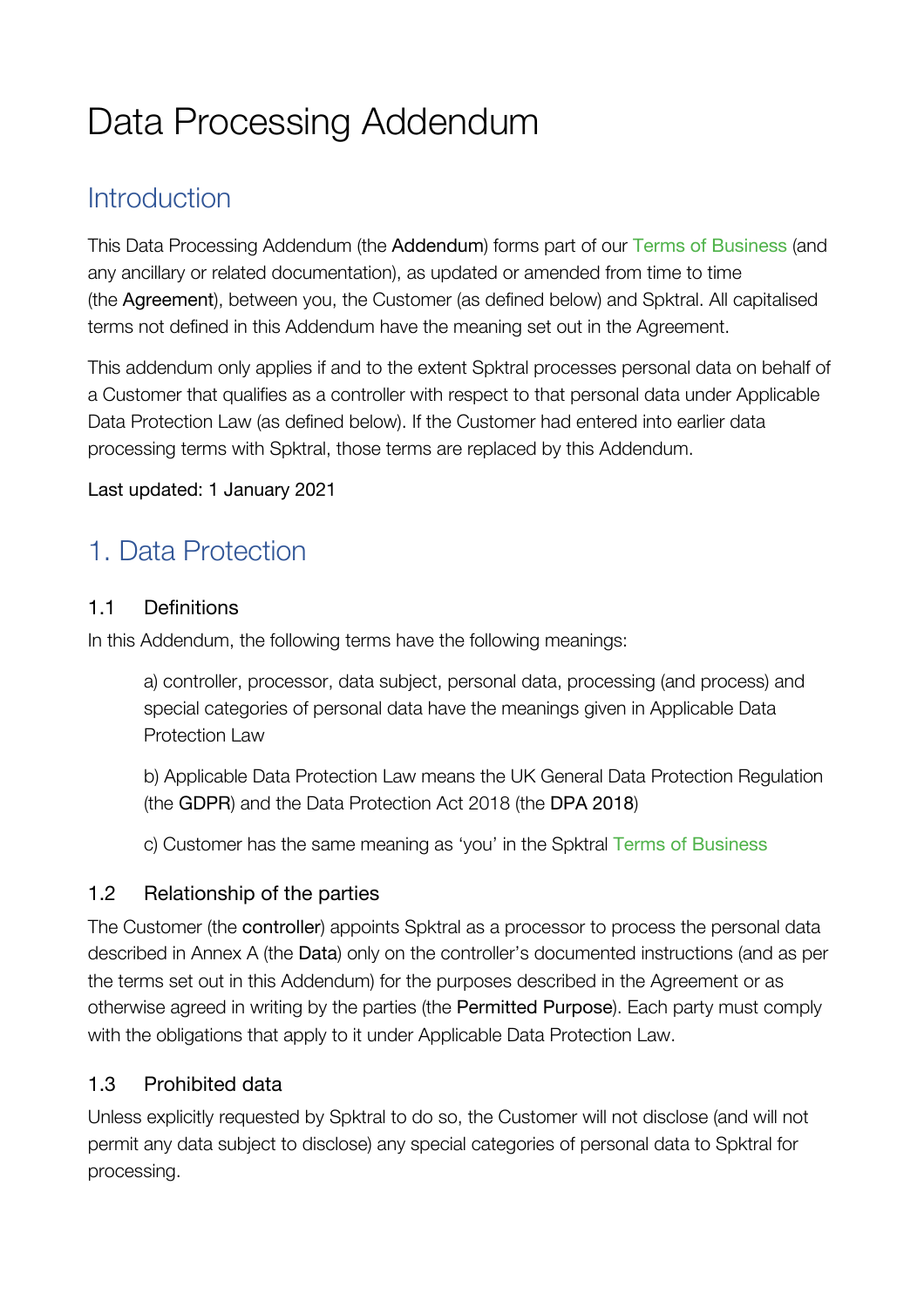# Data Processing Addendum

## Introduction

This Data Processing Addendum (the **Addendum**) forms part of our Terms of Business (and any ancillary or related documentation), as updated or amended from time to time (the **Agreement**), between you, the Customer (as defined below) and Spktral. All capitalised terms not defined in this Addendum have the meaning set out in the Agreement.

This addendum only applies if and to the extent Spktral processes personal data on behalf of a Customer that qualifies as a controller with respect to that personal data under Applicable Data Protection Law (as defined below). If the Customer had entered into earlier data processing terms with Spktral, those terms are replaced by this Addendum.

Last updated: 1 January 2021

## 1. Data Protection

### 1.1 Definitions

In this Addendum, the following terms have the following meanings:

a) controller, processor, data subject, personal data, processing (and process) and special categories of personal data have the meanings given in Applicable Data Protection Law

b) Applicable Data Protection Law means the UK General Data Protection Regulation (the **GDPR**) and the Data Protection Act 2018 (the **DPA 2018**)

c) Customer has the same meaning as 'you' in the Spktral Terms of Business

### 1.2 Relationship of the parties

The Customer (the **controller**) appoints Spktral as a processor to process the personal data described in Annex A (the **Data**) only on the controller's documented instructions (and as per the terms set out in this Addendum) for the purposes described in the Agreement or as otherwise agreed in writing by the parties (the **Permitted Purpose**). Each party must comply with the obligations that apply to it under Applicable Data Protection Law.

### 1.3 Prohibited data

Unless explicitly requested by Spktral to do so, the Customer will not disclose (and will not permit any data subject to disclose) any special categories of personal data to Spktral for processing.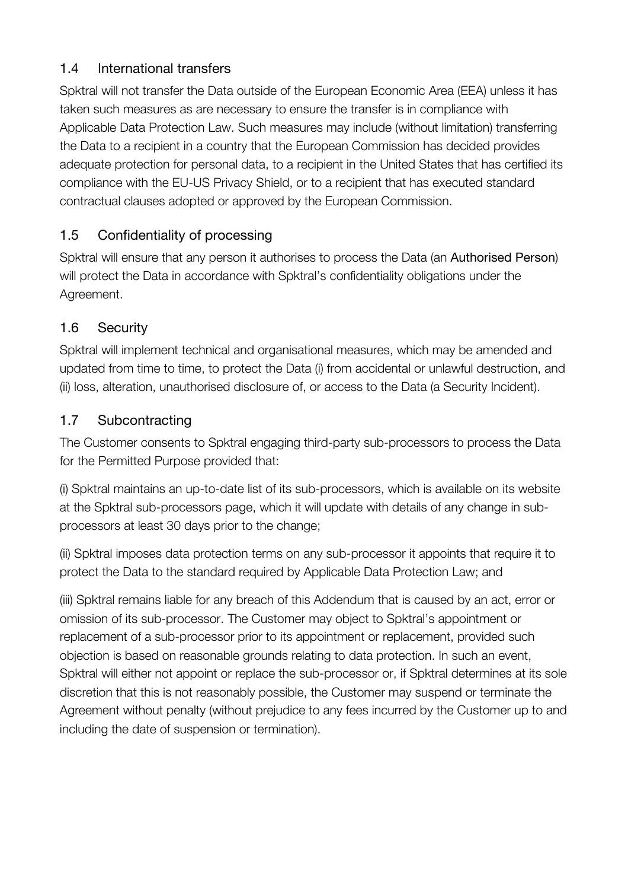## 1.4 International transfers

Spktral will not transfer the Data outside of the European Economic Area (EEA) unless it has taken such measures as are necessary to ensure the transfer is in compliance with Applicable Data Protection Law. Such measures may include (without limitation) transferring the Data to a recipient in a country that the European Commission has decided provides adequate protection for personal data, to a recipient in the United States that has certified its compliance with the EU-US Privacy Shield, or to a recipient that has executed standard contractual clauses adopted or approved by the European Commission.

## 1.5 Confidentiality of processing

Spktral will ensure that any person it authorises to process the Data (an **Authorised Person**) will protect the Data in accordance with Spktral's confidentiality obligations under the Agreement.

## 1.6 Security

Spktral will implement technical and organisational measures, which may be amended and updated from time to time, to protect the Data (i) from accidental or unlawful destruction, and (ii) loss, alteration, unauthorised disclosure of, or access to the Data (a Security Incident).

## 1.7 Subcontracting

The Customer consents to Spktral engaging third-party sub-processors to process the Data for the Permitted Purpose provided that:

(i) Spktral maintains an up-to-date list of its sub-processors, which is available on its website at the Spktral sub-processors page, which it will update with details of any change in sub-processors at least 30 days prior to the change;

(ii) Spktral imposes data protection terms on any sub-processor it appoints that require it to protect the Data to the standard required by Applicable Data Protection Law; and

(iii) Spktral remains liable for any breach of this Addendum that is caused by an act, error or omission of its sub-processor. The Customer may object to Spktral's appointment or replacement of a sub-processor prior to its appointment or replacement, provided such objection is based on reasonable grounds relating to data protection. In such an event, Spktral will either not appoint or replace the sub-processor or, if Spktral determines at its sole discretion that this is not reasonably possible, the Customer may suspend or terminate the Agreement without penalty (without prejudice to any fees incurred by the Customer up to and including the date of suspension or termination).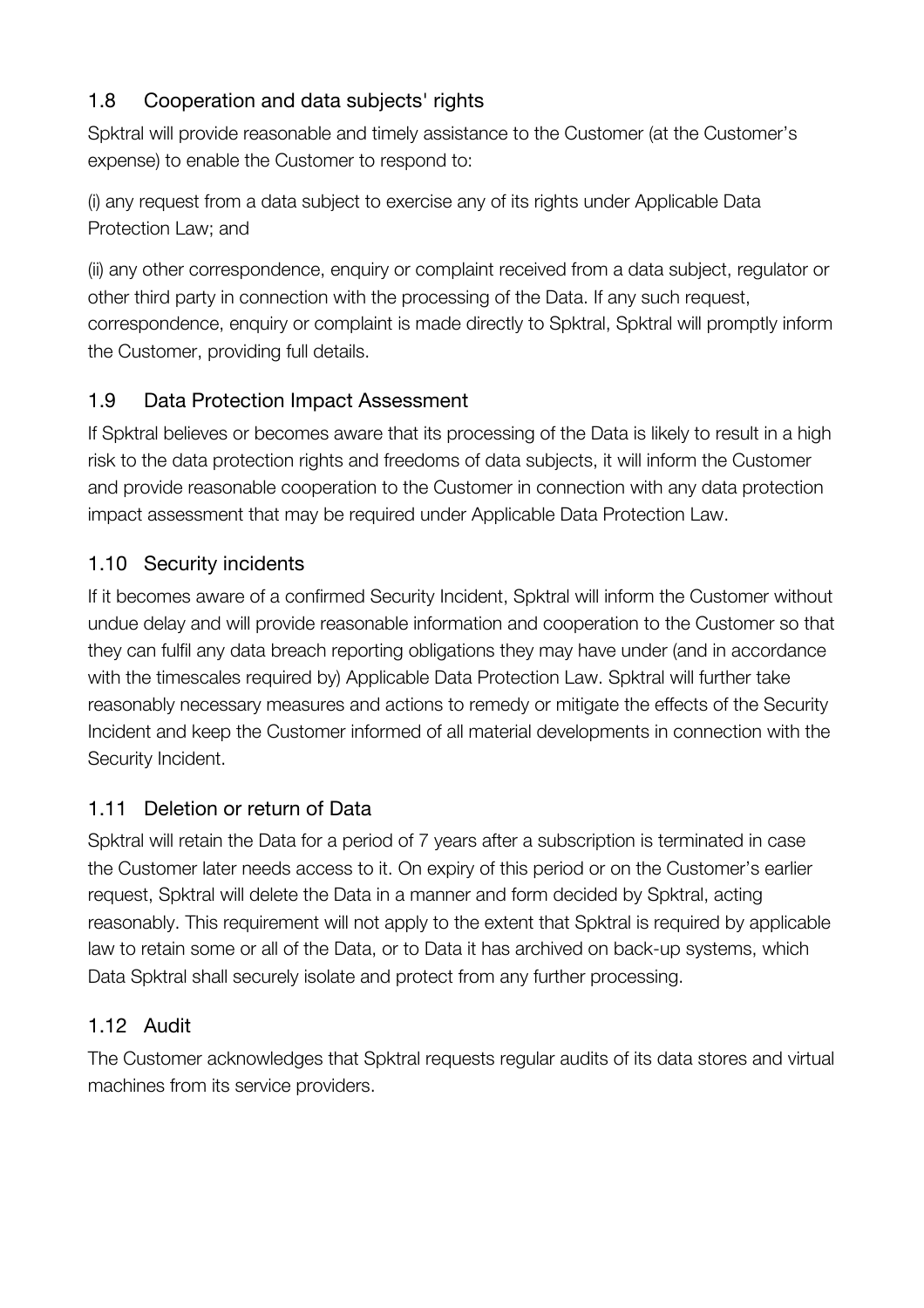## 1.8 Cooperation and data subjects' rights

Spktral will provide reasonable and timely assistance to the Customer (at the Customer's expense) to enable the Customer to respond to:

(i) any request from a data subject to exercise any of its rights under Applicable Data Protection Law; and

(ii) any other correspondence, enquiry or complaint received from a data subject, regulator or other third party in connection with the processing of the Data. If any such request, correspondence, enquiry or complaint is made directly to Spktral, Spktral will promptly inform the Customer, providing full details.

## 1.9 Data Protection Impact Assessment

If Spktral believes or becomes aware that its processing of the Data is likely to result in a high risk to the data protection rights and freedoms of data subjects, it will inform the Customer and provide reasonable cooperation to the Customer in connection with any data protection impact assessment that may be required under Applicable Data Protection Law.

## 1.10 Security incidents

If it becomes aware of a confirmed Security Incident, Spktral will inform the Customer without undue delay and will provide reasonable information and cooperation to the Customer so that they can fulfil any data breach reporting obligations they may have under (and in accordance with the timescales required by) Applicable Data Protection Law. Spktral will further take reasonably necessary measures and actions to remedy or mitigate the effects of the Security Incident and keep the Customer informed of all material developments in connection with the Security Incident.

## 1.11 Deletion or return of Data

Spktral will retain the Data for a period of 7 years after a subscription is terminated in case the Customer later needs access to it. On expiry of this period or on the Customer's earlier request, Spktral will delete the Data in a manner and form decided by Spktral, acting reasonably. This requirement will not apply to the extent that Spktral is required by applicable law to retain some or all of the Data, or to Data it has archived on back-up systems, which Data Spktral shall securely isolate and protect from any further processing.

## 1.12 Audit

The Customer acknowledges that Spktral requests regular audits of its data stores and virtual machines from its service providers.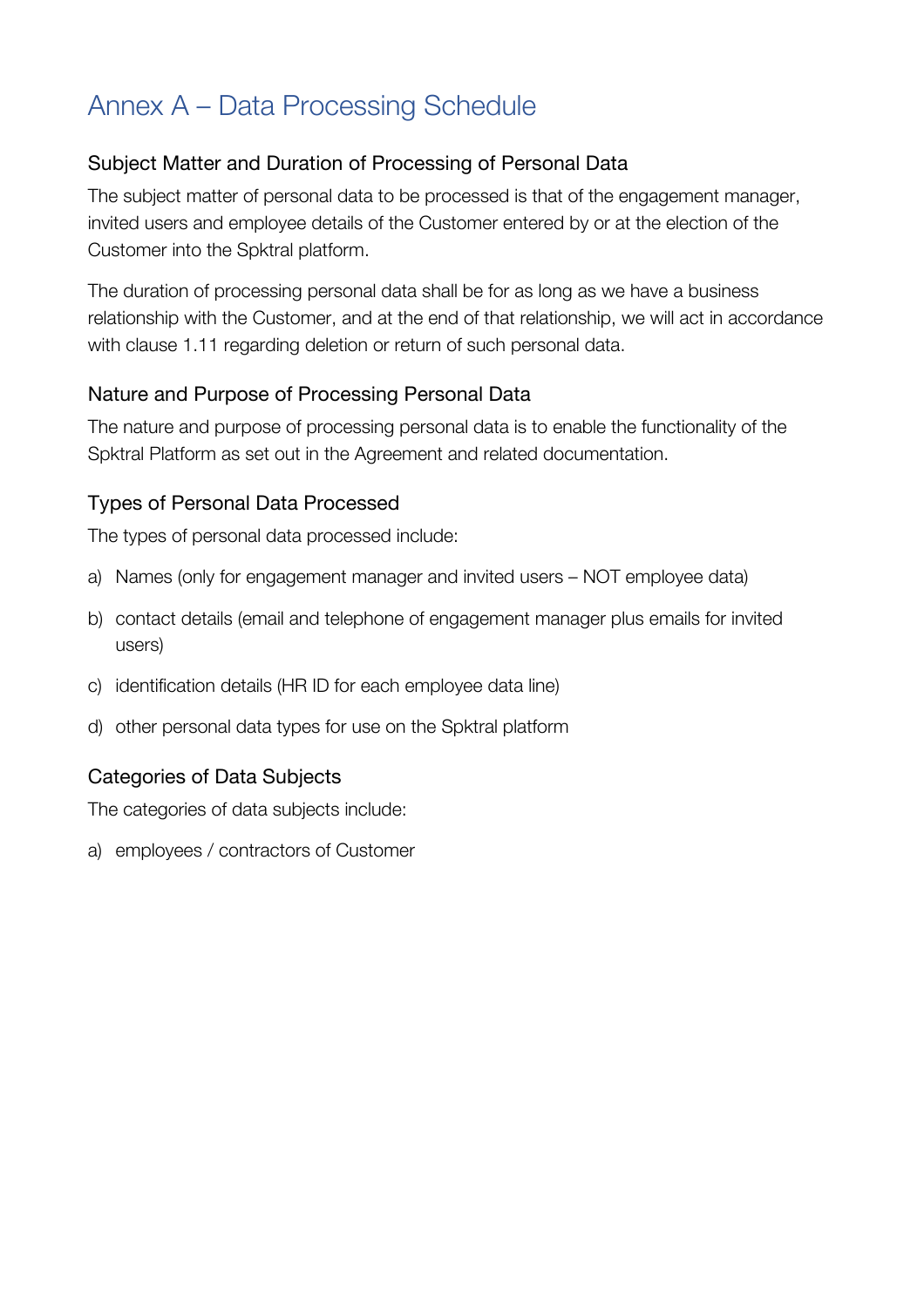# Annex A – Data Processing Schedule

## Subject Matter and Duration of Processing of Personal Data

The subject matter of personal data to be processed is that of the engagement manager, invited users and employee details of the Customer entered by or at the election of the Customer into the Spktral platform.

The duration of processing personal data shall be for as long as we have a business relationship with the Customer, and at the end of that relationship, we will act in accordance with clause 1.11 regarding deletion or return of such personal data.

## Nature and Purpose of Processing Personal Data

The nature and purpose of processing personal data is to enable the functionality of the Spktral Platform as set out in the Agreement and related documentation.

## Types of Personal Data Processed

The types of personal data processed include:

a) Names (only for engagement manager and invited users – NOT employee data)

b) contact details (email and telephone of engagement manager plus emails for invited users)

c) identification details (HR ID for each employee data line)

d) other personal data types for use on the Spktral platform

## Categories of Data Subjects

The categories of data subjects include:

a) employees / contractors of Customer